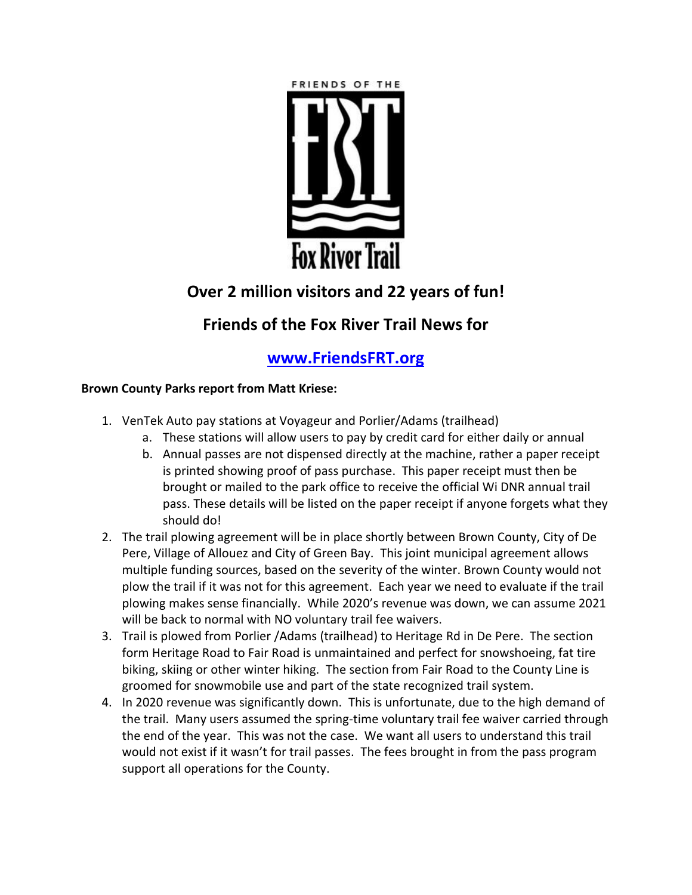FRIENDS OF THE

FRT

Fox River Trail

## Over 2 million visitors and 22 years of fun!

## Friends of the Fox River Trail News for

## [www.FriendsFRT.org](http://www.FriendsFRT.org)

**Brown County Parks report from Matt Kriese:**

1. VenTek Auto pay stations at Voyageur and Porlier/Adams (trailhead)
   a. These stations will allow users to pay by credit card for either daily or annual
   b. Annual passes are not dispensed directly at the machine, rather a paper receipt is printed showing proof of pass purchase. This paper receipt must then be brought or mailed to the park office to receive the official Wi DNR annual trail pass. These details will be listed on the paper receipt if anyone forgets what they should do!
2. The trail plowing agreement will be in place shortly between Brown County, City of De Pere, Village of Allouez and City of Green Bay. This joint municipal agreement allows multiple funding sources, based on the severity of the winter. Brown County would not plow the trail if it was not for this agreement. Each year we need to evaluate if the trail plowing makes sense financially. While 2020's revenue was down, we can assume 2021 will be back to normal with NO voluntary trail fee waivers.
3. Trail is plowed from Porlier /Adams (trailhead) to Heritage Rd in De Pere. The section form Heritage Road to Fair Road is unmaintained and perfect for snowshoeing, fat tire biking, skiing or other winter hiking. The section from Fair Road to the County Line is groomed for snowmobile use and part of the state recognized trail system.
4. In 2020 revenue was significantly down. This is unfortunate, due to the high demand of the trail. Many users assumed the spring-time voluntary trail fee waiver carried through the end of the year. This was not the case. We want all users to understand this trail would not exist if it wasn't for trail passes. The fees brought in from the pass program support all operations for the County.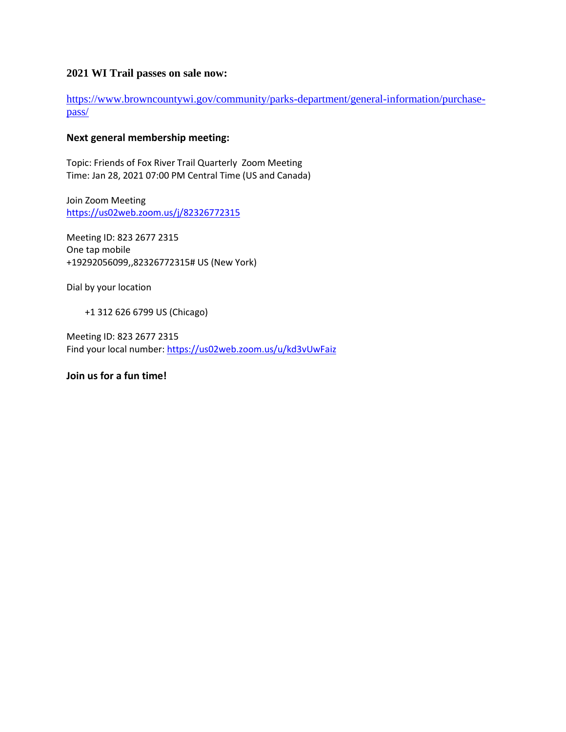**2021 WI Trail passes on sale now:**

https://www.browncountywi.gov/community/parks-department/general-information/purchase-pass/

**Next general membership meeting:**

Topic: Friends of Fox River Trail Quarterly Zoom Meeting
Time: Jan 28, 2021 07:00 PM Central Time (US and Canada)

Join Zoom Meeting
https://us02web.zoom.us/j/82326772315

Meeting ID: 823 2677 2315
One tap mobile
+19292056099,,82326772315# US (New York)

Dial by your location

+1 312 626 6799 US (Chicago)

Meeting ID: 823 2677 2315
Find your local number: https://us02web.zoom.us/u/kd3vUwFaiz

**Join us for a fun time!**